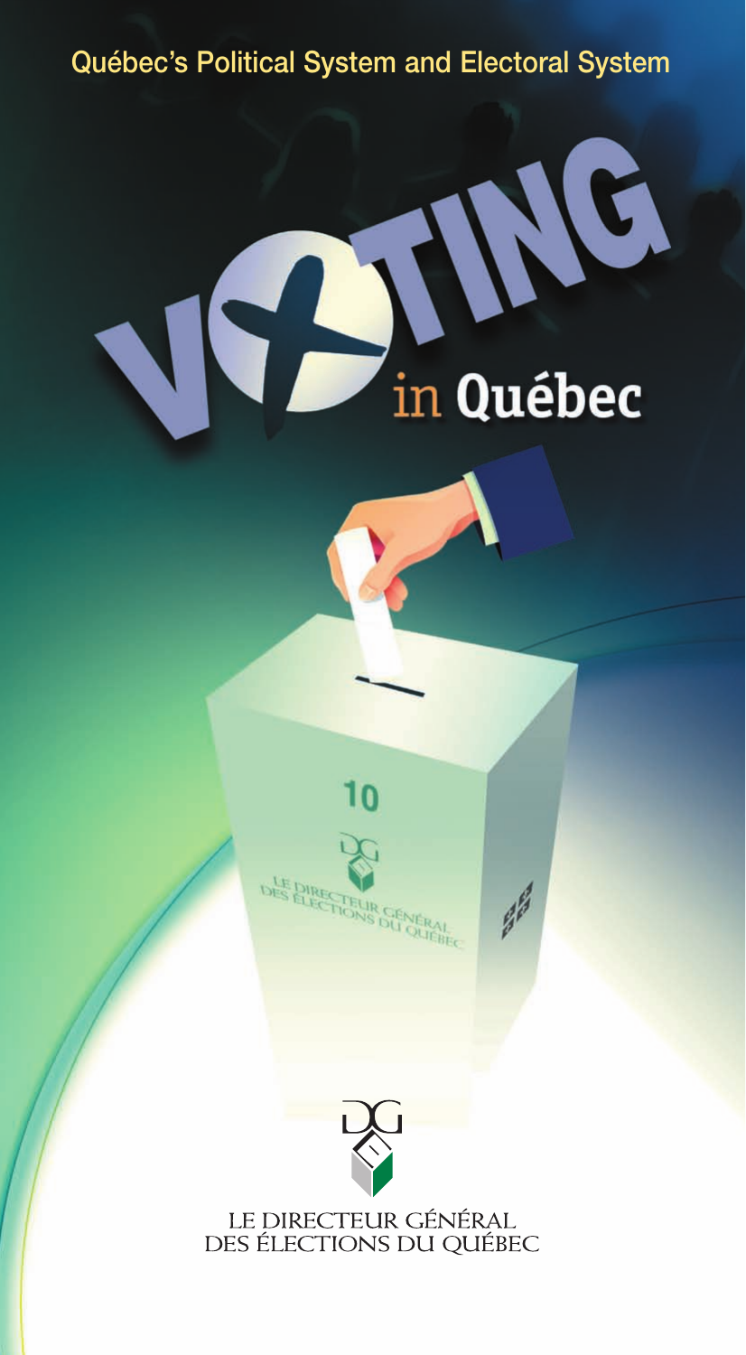Québec's Political System and Electoral System

# VOTING in Québec

LE DIRECTEUR GÉNÉRAL DES ÉLECTIONS DU QUÉBEC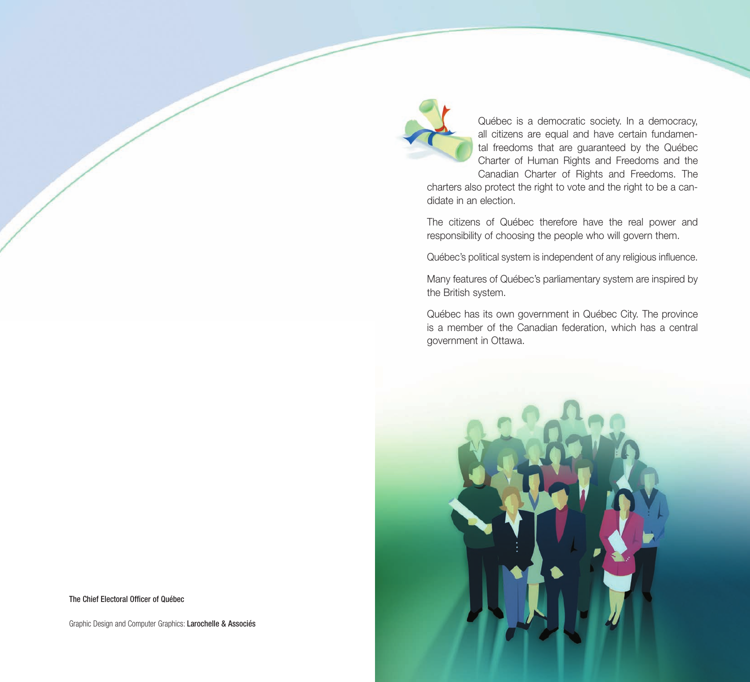Québec is a democratic society. In a democracy, all citizens are equal and have certain fundamental freedoms that are guaranteed by the Québec Charter of Human Rights and Freedoms and the Canadian Charter of Rights and Freedoms. The charters also protect the right to vote and the right to be a candidate in an election.

The citizens of Québec therefore have the real power and responsibility of choosing the people who will govern them.

Québec's political system is independent of any religious influence.

Many features of Québec's parliamentary system are inspired by the British system.

Québec has its own government in Québec City. The province is a member of the Canadian federation, which has a central government in Ottawa.

The Chief Electoral Officer of Québec

Graphic Design and Computer Graphics: **Larochelle & Associés**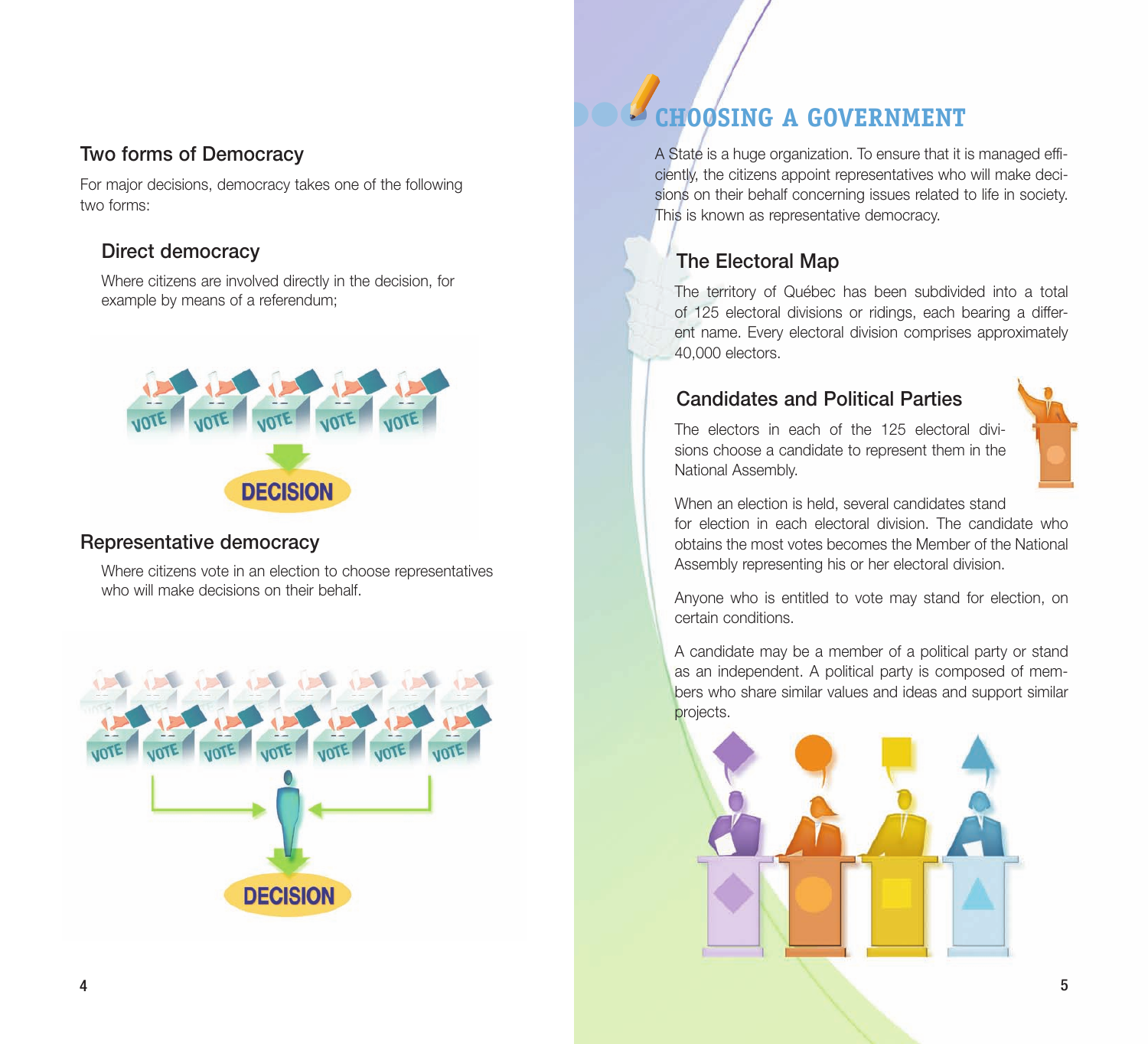## Two forms of Democracy

For major decisions, democracy takes one of the following two forms:

### Direct democracy

Where citizens are involved directly in the decision, for example by means of a referendum;

### Representative democracy

Where citizens vote in an election to choose representatives who will make decisions on their behalf.

# CHOOSING A GOVERNMENT

A State is a huge organization. To ensure that it is managed efficiently, the citizens appoint representatives who will make decisions on their behalf concerning issues related to life in society. This is known as representative democracy.

## The Electoral Map

The territory of Québec has been subdivided into a total of 125 electoral divisions or ridings, each bearing a different name. Every electoral division comprises approximately 40,000 electors.

## Candidates and Political Parties

The electors in each of the 125 electoral divisions choose a candidate to represent them in the National Assembly.

When an election is held, several candidates stand for election in each electoral division. The candidate who obtains the most votes becomes the Member of the National Assembly representing his or her electoral division.

Anyone who is entitled to vote may stand for election, on certain conditions.

A candidate may be a member of a political party or stand as an independent. A political party is composed of members who share similar values and ideas and support similar projects.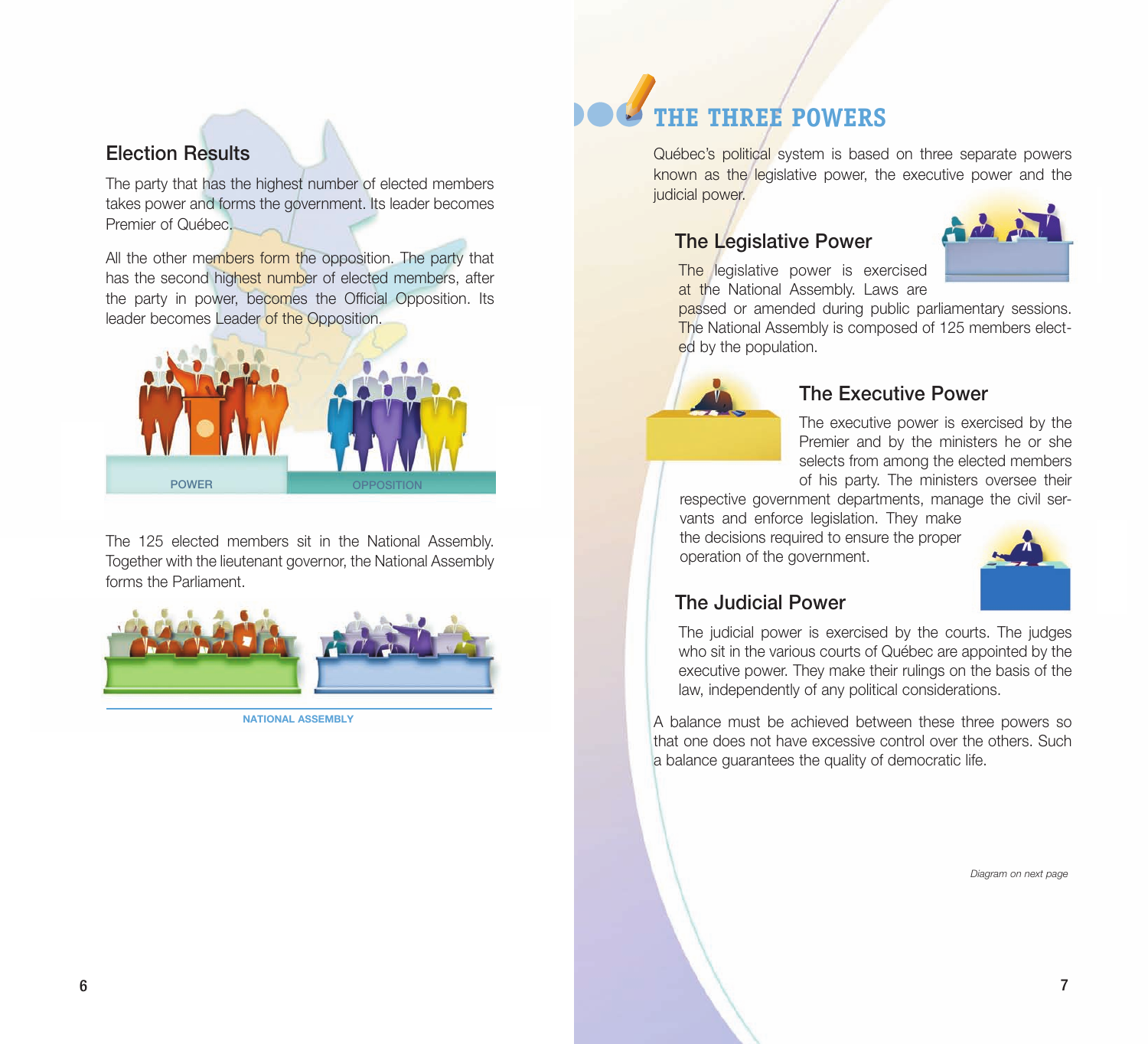## Election Results

The party that has the highest number of elected members takes power and forms the government. Its leader becomes Premier of Québec.

All the other members form the opposition. The party that has the second highest number of elected members, after the party in power, becomes the Official Opposition. Its leader becomes Leader of the Opposition.

POWER OPPOSITION

The 125 elected members sit in the National Assembly. Together with the lieutenant governor, the National Assembly forms the Parliament.

NATIONAL ASSEMBLY

# THE THREE POWERS

Québec's political system is based on three separate powers known as the legislative power, the executive power and the judicial power.

## The Legislative Power

The legislative power is exercised at the National Assembly. Laws are passed or amended during public parliamentary sessions. The National Assembly is composed of 125 members elected by the population.

## The Executive Power

The executive power is exercised by the Premier and by the ministers he or she selects from among the elected members of his party. The ministers oversee their respective government departments, manage the civil servants and enforce legislation. They make the decisions required to ensure the proper operation of the government.

## The Judicial Power

The judicial power is exercised by the courts. The judges who sit in the various courts of Québec are appointed by the executive power. They make their rulings on the basis of the law, independently of any political considerations.

A balance must be achieved between these three powers so that one does not have excessive control over the others. Such a balance guarantees the quality of democratic life.

*Diagram on next page*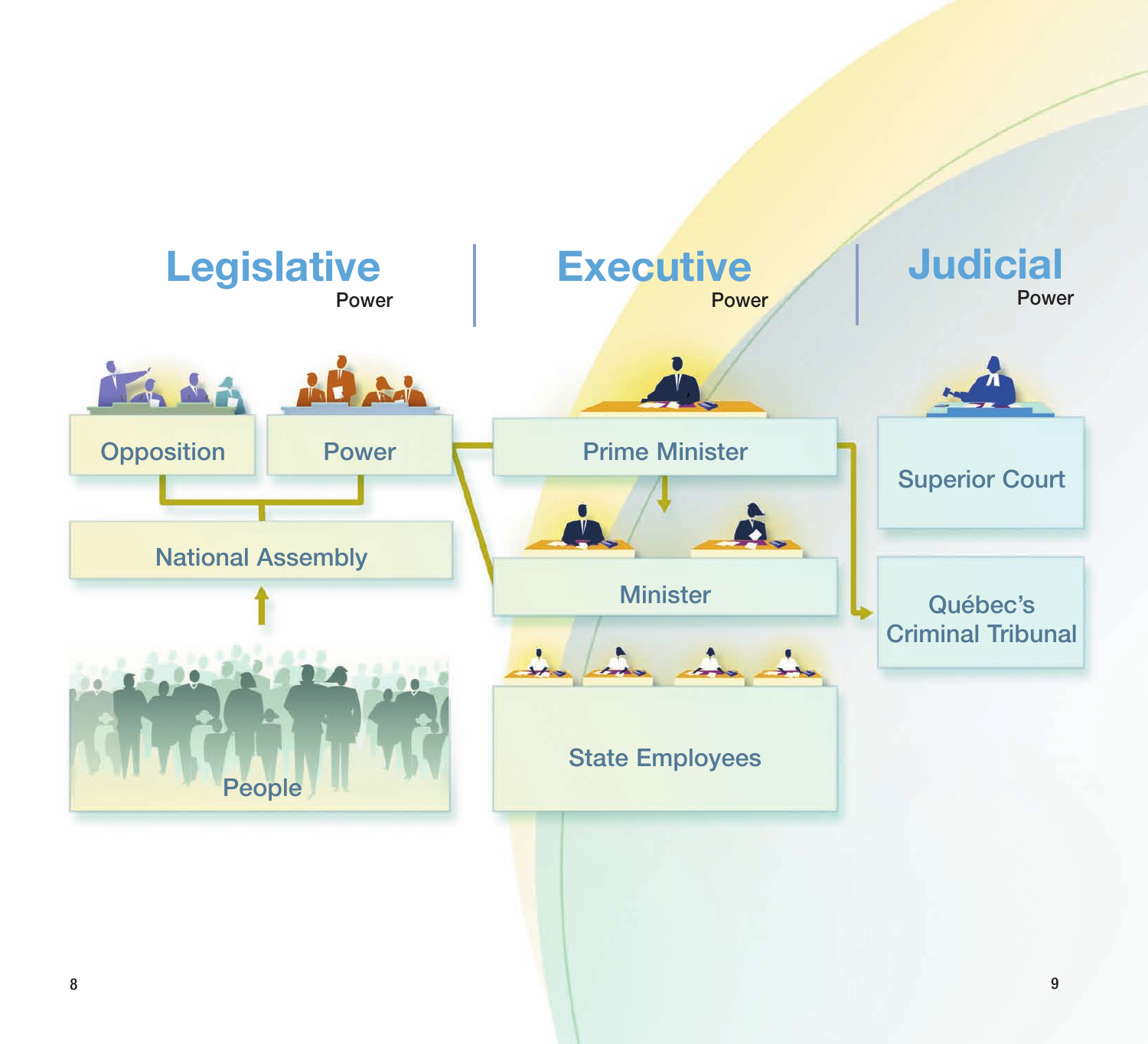## Legislative Power

Opposition

Power

National Assembly

People

## Executive Power

Prime Minister

Minister

State Employees

## Judicial Power

Superior Court

Québec's Criminal Tribunal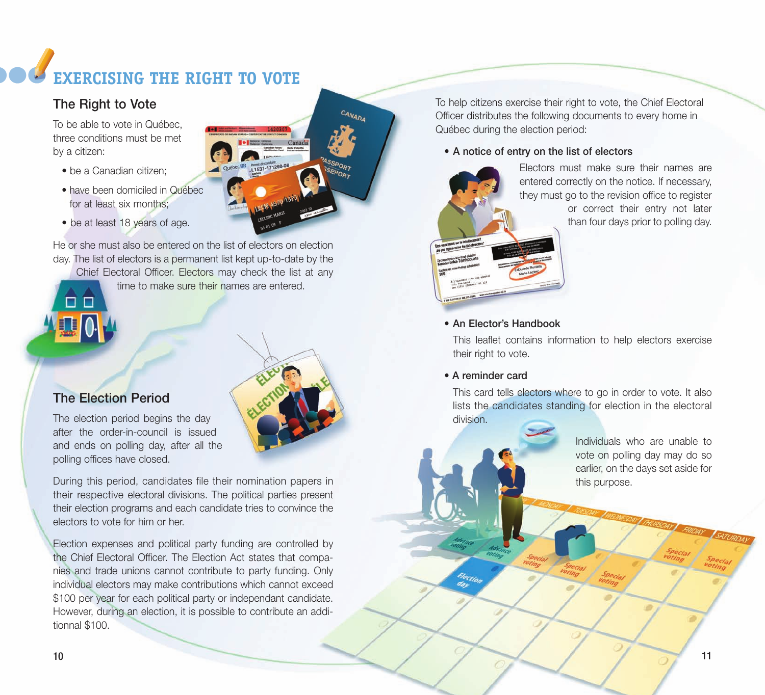# EXERCISING THE RIGHT TO VOTE

## The Right to Vote

To be able to vote in Québec, three conditions must be met by a citizen:

- be a Canadian citizen;
- have been domiciled in Québec for at least six months;
- be at least 18 years of age.

He or she must also be entered on the list of electors on election day. The list of electors is a permanent list kept up-to-date by the Chief Electoral Officer. Electors may check the list at any time to make sure their names are entered.

## The Election Period

The election period begins the day after the order-in-council is issued and ends on polling day, after all the polling offices have closed.

During this period, candidates file their nomination papers in their respective electoral divisions. The political parties present their election programs and each candidate tries to convince the electors to vote for him or her.

Election expenses and political party funding are controlled by the Chief Electoral Officer. The Election Act states that companies and trade unions cannot contribute to party funding. Only individual electors may make contributions which cannot exceed $100 per year for each political party or independant candidate. However, during an election, it is possible to contribute an additionnal $100.

To help citizens exercise their right to vote, the Chief Electoral Officer distributes the following documents to every home in Québec during the election period:

- **A notice of entry on the list of electors**

  Electors must make sure their names are entered correctly on the notice. If necessary, they must go to the revision office to register or correct their entry not later than four days prior to polling day.

- **An Elector's Handbook**

  This leaflet contains information to help electors exercise their right to vote.

- **A reminder card**

  This card tells electors where to go in order to vote. It also lists the candidates standing for election in the electoral division.

Individuals who are unable to vote on polling day may do so earlier, on the days set aside for this purpose.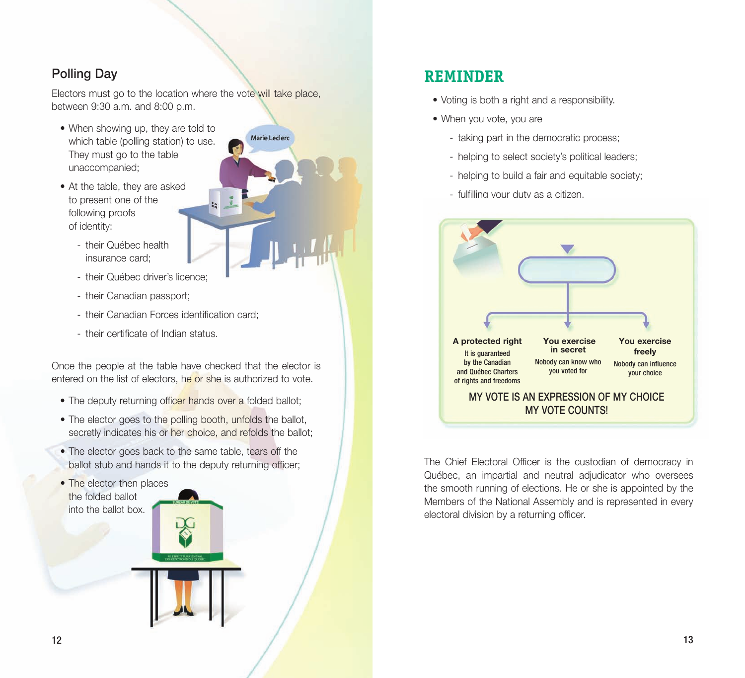## Polling Day

Electors must go to the location where the vote will take place, between 9:30 a.m. and 8:00 p.m.

- When showing up, they are told to which table (polling station) to use. They must go to the table unaccompanied;
- At the table, they are asked to present one of the following proofs of identity:
  - their Québec health insurance card;
  - their Québec driver's licence;
  - their Canadian passport;
  - their Canadian Forces identification card;
  - their certificate of Indian status.

Once the people at the table have checked that the elector is entered on the list of electors, he or she is authorized to vote.

- The deputy returning officer hands over a folded ballot;
- The elector goes to the polling booth, unfolds the ballot, secretly indicates his or her choice, and refolds the ballot;
- The elector goes back to the same table, tears off the ballot stub and hands it to the deputy returning officer;
- The elector then places the folded ballot into the ballot box.

## REMINDER

- Voting is both a right and a responsibility.
- When you vote, you are
  - taking part in the democratic process;
  - helping to select society's political leaders;
  - helping to build a fair and equitable society;
  - fulfilling your duty as a citizen.

**A protected right**
It is guaranteed by the Canadian and Québec Charters of rights and freedoms

**You exercise in secret**
Nobody can know who you voted for

**You exercise freely**
Nobody can influence your choice

MY VOTE IS AN EXPRESSION OF MY CHOICE
MY VOTE COUNTS!

The Chief Electoral Officer is the custodian of democracy in Québec, an impartial and neutral adjudicator who oversees the smooth running of elections. He or she is appointed by the Members of the National Assembly and is represented in every electoral division by a returning officer.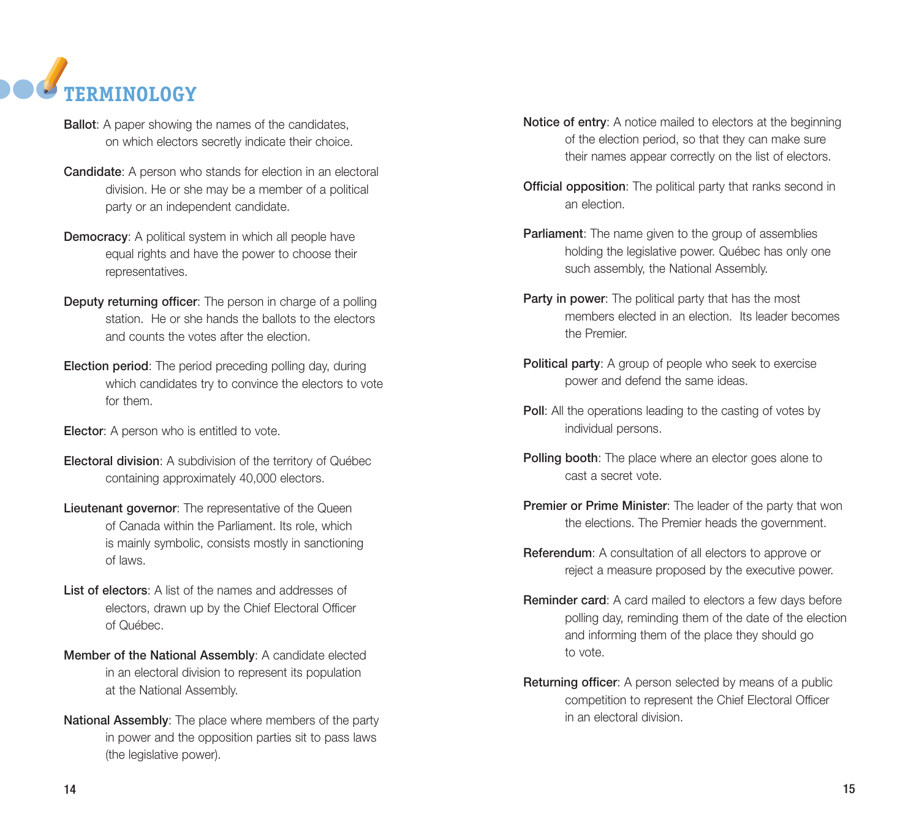# TERMINOLOGY

**Ballot**: A paper showing the names of the candidates, on which electors secretly indicate their choice.

**Candidate**: A person who stands for election in an electoral division. He or she may be a member of a political party or an independent candidate.

**Democracy**: A political system in which all people have equal rights and have the power to choose their representatives.

**Deputy returning officer**: The person in charge of a polling station. He or she hands the ballots to the electors and counts the votes after the election.

**Election period**: The period preceding polling day, during which candidates try to convince the electors to vote for them.

**Elector**: A person who is entitled to vote.

**Electoral division**: A subdivision of the territory of Québec containing approximately 40,000 electors.

**Lieutenant governor**: The representative of the Queen of Canada within the Parliament. Its role, which is mainly symbolic, consists mostly in sanctioning of laws.

**List of electors**: A list of the names and addresses of electors, drawn up by the Chief Electoral Officer of Québec.

**Member of the National Assembly**: A candidate elected in an electoral division to represent its population at the National Assembly.

**National Assembly**: The place where members of the party in power and the opposition parties sit to pass laws (the legislative power).

**Notice of entry**: A notice mailed to electors at the beginning of the election period, so that they can make sure their names appear correctly on the list of electors.

**Official opposition**: The political party that ranks second in an election.

**Parliament**: The name given to the group of assemblies holding the legislative power. Québec has only one such assembly, the National Assembly.

**Party in power**: The political party that has the most members elected in an election. Its leader becomes the Premier.

**Political party**: A group of people who seek to exercise power and defend the same ideas.

**Poll**: All the operations leading to the casting of votes by individual persons.

**Polling booth**: The place where an elector goes alone to cast a secret vote.

**Premier or Prime Minister**: The leader of the party that won the elections. The Premier heads the government.

**Referendum**: A consultation of all electors to approve or reject a measure proposed by the executive power.

**Reminder card**: A card mailed to electors a few days before polling day, reminding them of the date of the election and informing them of the place they should go to vote.

**Returning officer**: A person selected by means of a public competition to represent the Chief Electoral Officer in an electoral division.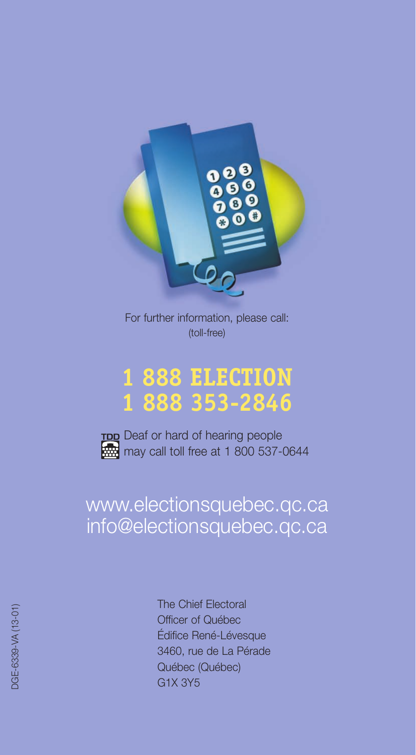For further information, please call:
(toll-free)

**1 888 ELECTION**
**1 888 353-2846**

TDD Deaf or hard of hearing people may call toll free at 1 800 537-0644

www.electionsquebec.qc.ca
info@electionsquebec.qc.ca

The Chief Electoral
Officer of Québec
Édifice René-Lévesque
3460, rue de La Pérade
Québec (Québec)
G1X 3Y5

DGE-6339-VA (13-01)